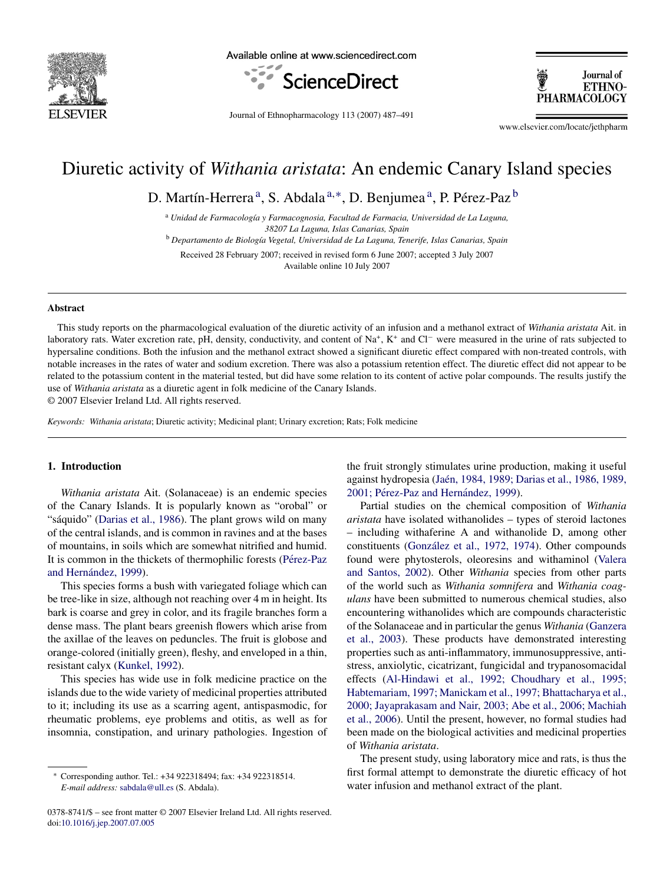# Diuretic activity of *Withania aristata*: An endemic Canary Island species

D. Martín-Herrera[a], S. Abdala[a,*], D. Benjumea[a], P. Pérez-Paz[b]

[a] *Unidad de Farmacología y Farmacognosia, Facultad de Farmacia, Universidad de La Laguna, 38207 La Laguna, Islas Canarias, Spain*

[b] *Departamento de Biología Vegetal, Universidad de La Laguna, Tenerife, Islas Canarias, Spain*

Received 28 February 2007; received in revised form 6 June 2007; accepted 3 July 2007
Available online 10 July 2007

## Abstract

This study reports on the pharmacological evaluation of the diuretic activity of an infusion and a methanol extract of *Withania aristata* Ait. in laboratory rats. Water excretion rate, pH, density, conductivity, and content of $Na^{+}$, $K^{+}$ and $Cl^{-}$ were measured in the urine of rats subjected to hypersaline conditions. Both the infusion and the methanol extract showed a significant diuretic effect compared with non-treated controls, with notable increases in the rates of water and sodium excretion. There was also a potassium retention effect. The diuretic effect did not appear to be related to the potassium content in the material tested, but did have some relation to its content of active polar compounds. The results justify the use of *Withania aristata* as a diuretic agent in folk medicine of the Canary Islands.

© 2007 Elsevier Ireland Ltd. All rights reserved.

*Keywords:* *Withania aristata*; Diuretic activity; Medicinal plant; Urinary excretion; Rats; Folk medicine

## 1. Introduction

*Withania aristata* Ait. (Solanaceae) is an endemic species of the Canary Islands. It is popularly known as "orobal" or "sáquido" (Darias et al., 1986). The plant grows wild on many of the central islands, and is common in ravines and at the bases of mountains, in soils which are somewhat nitrified and humid. It is common in the thickets of thermophilic forests (Pérez-Paz and Hernández, 1999).

This species forms a bush with variegated foliage which can be tree-like in size, although not reaching over 4 m in height. Its bark is coarse and grey in color, and its fragile branches form a dense mass. The plant bears greenish flowers which arise from the axillae of the leaves on peduncles. The fruit is globose and orange-colored (initially green), fleshy, and enveloped in a thin, resistant calyx (Kunkel, 1992).

This species has wide use in folk medicine practice on the islands due to the wide variety of medicinal properties attributed to it; including its use as a scarring agent, antispasmodic, for rheumatic problems, eye problems and otitis, as well as for insomnia, constipation, and urinary pathologies. Ingestion of the fruit strongly stimulates urine production, making it useful against hydropesia (Jaén, 1984, 1989; Darias et al., 1986, 1989, 2001; Pérez-Paz and Hernández, 1999).

Partial studies on the chemical composition of *Withania aristata* have isolated withanolides – types of steroid lactones – including withaferine A and withanolide D, among other constituents (González et al., 1972, 1974). Other compounds found were phytosterols, oleoresins and withaminol (Valera and Santos, 2002). Other *Withania* species from other parts of the world such as *Withania somnifera* and *Withania coagulans* have been submitted to numerous chemical studies, also encountering withanolides which are compounds characteristic of the Solanaceae and in particular the genus *Withania* (Ganzera et al., 2003). These products have demonstrated interesting properties such as anti-inflammatory, immunosuppressive, anti-stress, anxiolytic, cicatrizant, fungicidal and trypanosomacidal effects (Al-Hindawi et al., 1992; Choudhary et al., 1995; Habtemariam, 1997; Manickam et al., 1997; Bhattacharya et al., 2000; Jayaprakasam and Nair, 2003; Abe et al., 2006; Machiah et al., 2006). Until the present, however, no formal studies had been made on the biological activities and medicinal properties of *Withania aristata*.

The present study, using laboratory mice and rats, is thus the first formal attempt to demonstrate the diuretic efficacy of hot water infusion and methanol extract of the plant.

---

* Corresponding author. Tel.: +34 922318494; fax: +34 922318514.
*E-mail address:* sabdala@ull.es (S. Abdala).

0378-8741/$ – see front matter © 2007 Elsevier Ireland Ltd. All rights reserved.
doi:10.1016/j.jep.2007.07.005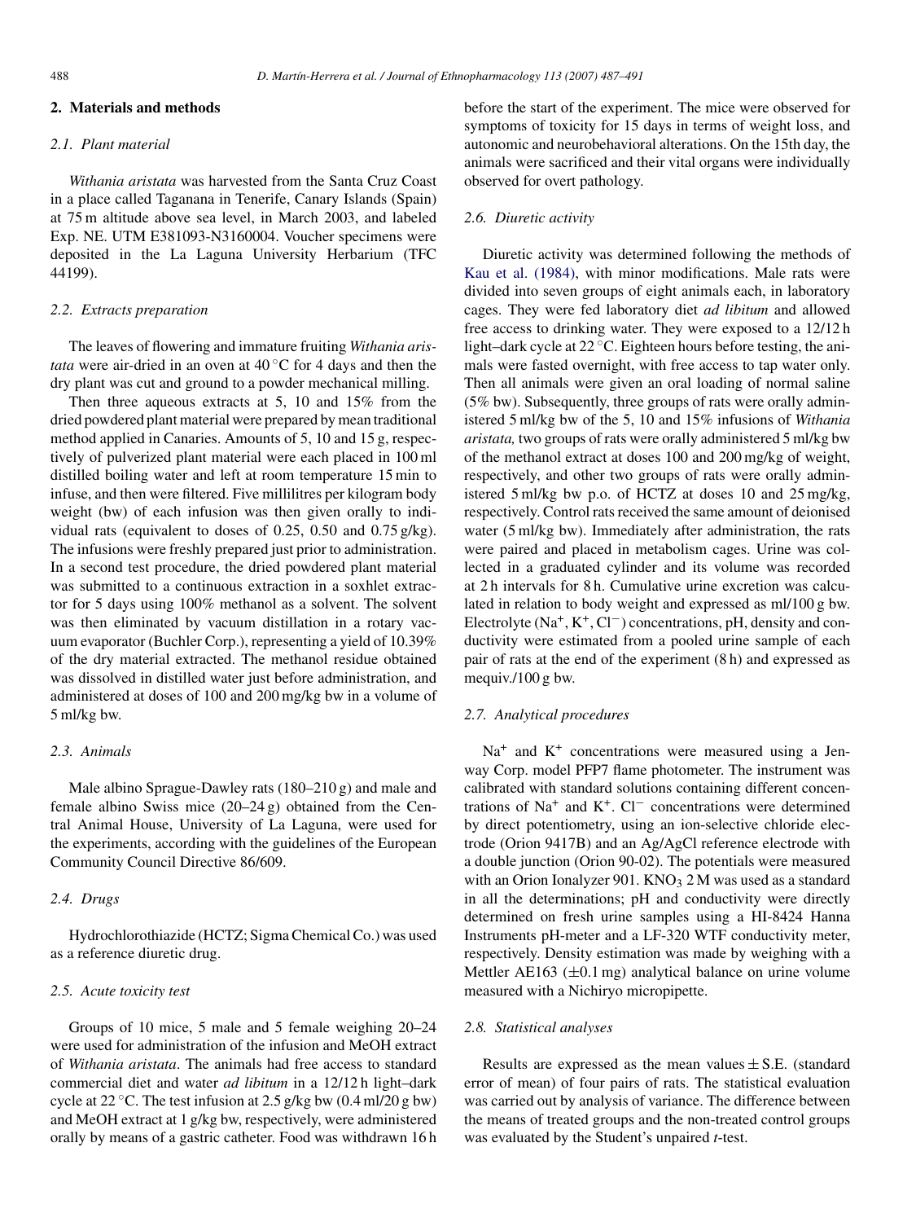## 2. Materials and methods

### 2.1. Plant material

*Withania aristata* was harvested from the Santa Cruz Coast in a place called Taganana in Tenerife, Canary Islands (Spain) at 75 m altitude above sea level, in March 2003, and labeled Exp. NE. UTM E381093-N3160004. Voucher specimens were deposited in the La Laguna University Herbarium (TFC 44199).

### 2.2. Extracts preparation

The leaves of flowering and immature fruiting *Withania aristata* were air-dried in an oven at 40 °C for 4 days and then the dry plant was cut and ground to a powder mechanical milling.

Then three aqueous extracts at 5, 10 and 15% from the dried powdered plant material were prepared by mean traditional method applied in Canaries. Amounts of 5, 10 and 15 g, respectively of pulverized plant material were each placed in 100 ml distilled boiling water and left at room temperature 15 min to infuse, and then were filtered. Five millilitres per kilogram body weight (bw) of each infusion was then given orally to individual rats (equivalent to doses of 0.25, 0.50 and 0.75 g/kg). The infusions were freshly prepared just prior to administration. In a second test procedure, the dried powdered plant material was submitted to a continuous extraction in a soxhlet extractor for 5 days using 100% methanol as a solvent. The solvent was then eliminated by vacuum distillation in a rotary vacuum evaporator (Buchler Corp.), representing a yield of 10.39% of the dry material extracted. The methanol residue obtained was dissolved in distilled water just before administration, and administered at doses of 100 and 200 mg/kg bw in a volume of 5 ml/kg bw.

### 2.3. Animals

Male albino Sprague-Dawley rats (180–210 g) and male and female albino Swiss mice (20–24 g) obtained from the Central Animal House, University of La Laguna, were used for the experiments, according with the guidelines of the European Community Council Directive 86/609.

### 2.4. Drugs

Hydrochlorothiazide (HCTZ; Sigma Chemical Co.) was used as a reference diuretic drug.

### 2.5. Acute toxicity test

Groups of 10 mice, 5 male and 5 female weighing 20–24 were used for administration of the infusion and MeOH extract of *Withania aristata*. The animals had free access to standard commercial diet and water *ad libitum* in a 12/12 h light–dark cycle at 22 °C. The test infusion at 2.5 g/kg bw (0.4 ml/20 g bw) and MeOH extract at 1 g/kg bw, respectively, were administered orally by means of a gastric catheter. Food was withdrawn 16 h before the start of the experiment. The mice were observed for symptoms of toxicity for 15 days in terms of weight loss, and autonomic and neurobehavioral alterations. On the 15th day, the animals were sacrificed and their vital organs were individually observed for overt pathology.

### 2.6. Diuretic activity

Diuretic activity was determined following the methods of Kau et al. (1984), with minor modifications. Male rats were divided into seven groups of eight animals each, in laboratory cages. They were fed laboratory diet *ad libitum* and allowed free access to drinking water. They were exposed to a 12/12 h light–dark cycle at 22 °C. Eighteen hours before testing, the animals were fasted overnight, with free access to tap water only. Then all animals were given an oral loading of normal saline (5% bw). Subsequently, three groups of rats were orally administered 5 ml/kg bw of the 5, 10 and 15% infusions of *Withania aristata,* two groups of rats were orally administered 5 ml/kg bw of the methanol extract at doses 100 and 200 mg/kg of weight, respectively, and other two groups of rats were orally administered 5 ml/kg bw p.o. of HCTZ at doses 10 and 25 mg/kg, respectively. Control rats received the same amount of deionised water (5 ml/kg bw). Immediately after administration, the rats were paired and placed in metabolism cages. Urine was collected in a graduated cylinder and its volume was recorded at 2 h intervals for 8 h. Cumulative urine excretion was calculated in relation to body weight and expressed as ml/100 g bw. Electrolyte ($Na^+$, $K^+$, $Cl^-$) concentrations, pH, density and conductivity were estimated from a pooled urine sample of each pair of rats at the end of the experiment (8 h) and expressed as mequiv./100 g bw.

### 2.7. Analytical procedures

$Na^+$ and $K^+$ concentrations were measured using a Jenway Corp. model PFP7 flame photometer. The instrument was calibrated with standard solutions containing different concentrations of $Na^+$ and $K^+$. $Cl^-$ concentrations were determined by direct potentiometry, using an ion-selective chloride electrode (Orion 9417B) and an Ag/AgCl reference electrode with a double junction (Orion 90-02). The potentials were measured with an Orion Ionalyzer 901. $KNO_3$ 2 M was used as a standard in all the determinations; pH and conductivity were directly determined on fresh urine samples using a HI-8424 Hanna Instruments pH-meter and a LF-320 WTF conductivity meter, respectively. Density estimation was made by weighing with a Mettler AE163 (±0.1 mg) analytical balance on urine volume measured with a Nichiryo micropipette.

### 2.8. Statistical analyses

Results are expressed as the mean values ± S.E. (standard error of mean) of four pairs of rats. The statistical evaluation was carried out by analysis of variance. The difference between the means of treated groups and the non-treated control groups was evaluated by the Student's unpaired *t*-test.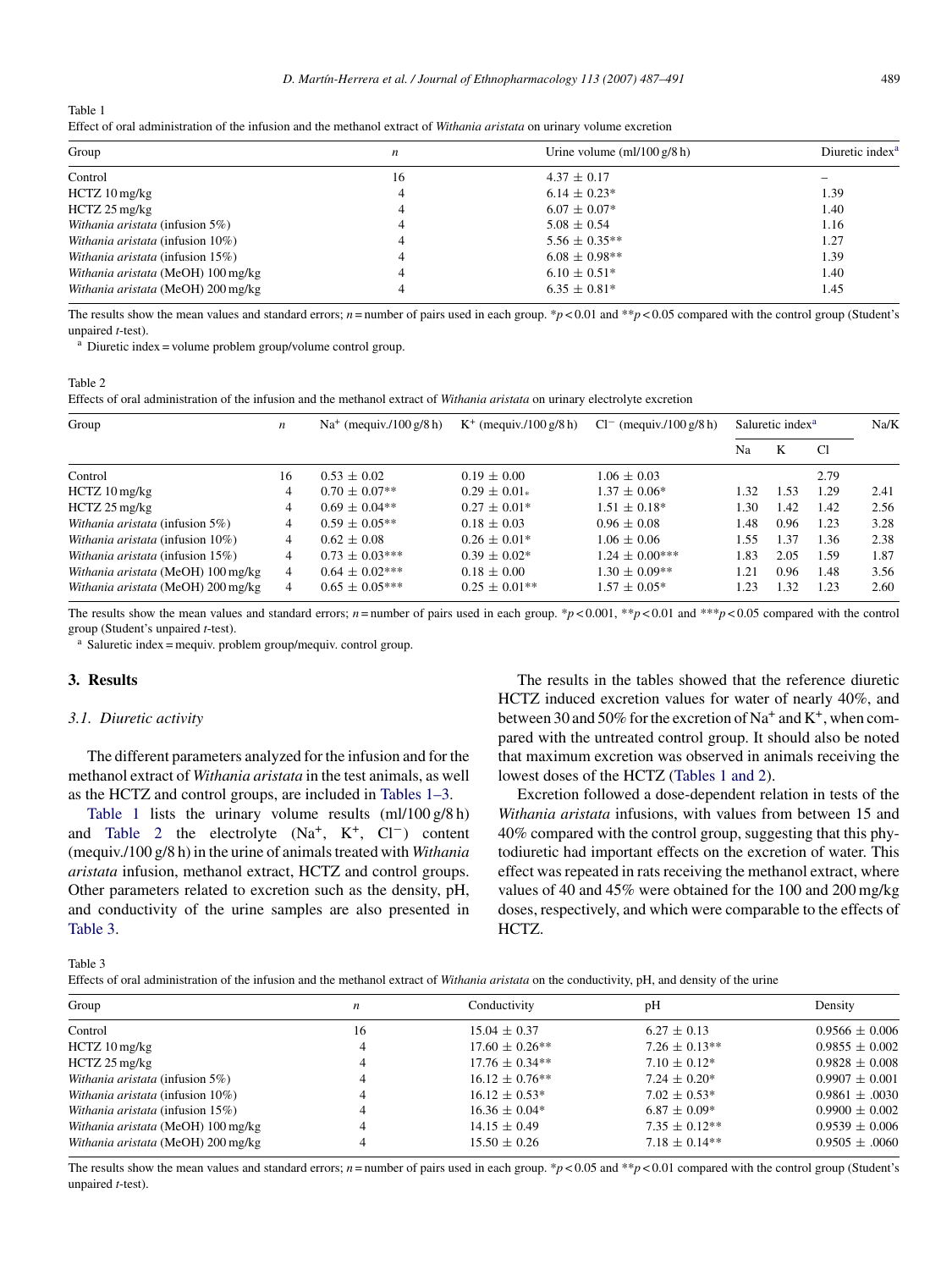Table 1
Effect of oral administration of the infusion and the methanol extract of *Withania aristata* on urinary volume excretion

| Group | $n$ | Urine volume (ml/100 g/8 h) | Diuretic index[a] |
|---|---|---|---|
| Control | 16 | 4.37 ± 0.17 | – |
| HCTZ 10 mg/kg | 4 | 6.14 ± 0.23* | 1.39 |
| HCTZ 25 mg/kg | 4 | 6.07 ± 0.07* | 1.40 |
| *Withania aristata* (infusion 5%) | 4 | 5.08 ± 0.54 | 1.16 |
| *Withania aristata* (infusion 10%) | 4 | 5.56 ± 0.35** | 1.27 |
| *Withania aristata* (infusion 15%) | 4 | 6.08 ± 0.98** | 1.39 |
| *Withania aristata* (MeOH) 100 mg/kg | 4 | 6.10 ± 0.51* | 1.40 |
| *Withania aristata* (MeOH) 200 mg/kg | 4 | 6.35 ± 0.81* | 1.45 |

The results show the mean values and standard errors; $n$ = number of pairs used in each group. *$p < 0.01$ and **$p < 0.05$ compared with the control group (Student's unpaired $t$-test).

[a] Diuretic index = volume problem group/volume control group.

Table 2
Effects of oral administration of the infusion and the methanol extract of *Withania aristata* on urinary electrolyte excretion

| Group | $n$ | $Na^+$ (mequiv./100 g/8 h) | $K^+$ (mequiv./100 g/8 h) | $Cl^-$ (mequiv./100 g/8 h) | Saluretic index[a] | | | Na/K |
|---|---|---|---|---|---|---|---|---|
| | | | | | Na | K | Cl | |
| Control | 16 | 0.53 ± 0.02 | 0.19 ± 0.00 | 1.06 ± 0.03 | | | 2.79 | |
| HCTZ 10 mg/kg | 4 | 0.70 ± 0.07** | 0.29 ± 0.01* | 1.37 ± 0.06* | 1.32 | 1.53 | 1.29 | 2.41 |
| HCTZ 25 mg/kg | 4 | 0.69 ± 0.04** | 0.27 ± 0.01* | 1.51 ± 0.18* | 1.30 | 1.42 | 1.42 | 2.56 |
| *Withania aristata* (infusion 5%) | 4 | 0.59 ± 0.05** | 0.18 ± 0.03 | 0.96 ± 0.08 | 1.48 | 0.96 | 1.23 | 3.28 |
| *Withania aristata* (infusion 10%) | 4 | 0.62 ± 0.08 | 0.26 ± 0.01* | 1.06 ± 0.06 | 1.55 | 1.37 | 1.36 | 2.38 |
| *Withania aristata* (infusion 15%) | 4 | 0.73 ± 0.03*** | 0.39 ± 0.02* | 1.24 ± 0.00*** | 1.83 | 2.05 | 1.59 | 1.87 |
| *Withania aristata* (MeOH) 100 mg/kg | 4 | 0.64 ± 0.02*** | 0.18 ± 0.00 | 1.30 ± 0.09** | 1.21 | 0.96 | 1.48 | 3.56 |
| *Withania aristata* (MeOH) 200 mg/kg | 4 | 0.65 ± 0.05*** | 0.25 ± 0.01** | 1.57 ± 0.05* | 1.23 | 1.32 | 1.23 | 2.60 |

The results show the mean values and standard errors; $n$ = number of pairs used in each group. *$p < 0.001$, **$p < 0.01$ and ***$p < 0.05$ compared with the control group (Student's unpaired $t$-test).

[a] Saluretic index = mequiv. problem group/mequiv. control group.

## 3. Results

### 3.1. Diuretic activity

The different parameters analyzed for the infusion and for the methanol extract of *Withania aristata* in the test animals, as well as the HCTZ and control groups, are included in Tables 1–3.

Table 1 lists the urinary volume results (ml/100 g/8 h) and Table 2 the electrolyte ($Na^+$, $K^+$, $Cl^-$) content (mequiv./100 g/8 h) in the urine of animals treated with *Withania aristata* infusion, methanol extract, HCTZ and control groups. Other parameters related to excretion such as the density, pH, and conductivity of the urine samples are also presented in Table 3.

The results in the tables showed that the reference diuretic HCTZ induced excretion values for water of nearly 40%, and between 30 and 50% for the excretion of $Na^+$ and $K^+$, when compared with the untreated control group. It should also be noted that maximum excretion was observed in animals receiving the lowest doses of the HCTZ (Tables 1 and 2).

Excretion followed a dose-dependent relation in tests of the *Withania aristata* infusions, with values from between 15 and 40% compared with the control group, suggesting that this phytodiuretic had important effects on the excretion of water. This effect was repeated in rats receiving the methanol extract, where values of 40 and 45% were obtained for the 100 and 200 mg/kg doses, respectively, and which were comparable to the effects of HCTZ.

Table 3
Effects of oral administration of the infusion and the methanol extract of *Withania aristata* on the conductivity, pH, and density of the urine

| Group | $n$ | Conductivity | pH | Density |
|---|---|---|---|---|
| Control | 16 | 15.04 ± 0.37 | 6.27 ± 0.13 | 0.9566 ± 0.006 |
| HCTZ 10 mg/kg | 4 | 17.60 ± 0.26** | 7.26 ± 0.13** | 0.9855 ± 0.002 |
| HCTZ 25 mg/kg | 4 | 17.76 ± 0.34** | 7.10 ± 0.12* | 0.9828 ± 0.008 |
| *Withania aristata* (infusion 5%) | 4 | 16.12 ± 0.76** | 7.24 ± 0.20* | 0.9907 ± 0.001 |
| *Withania aristata* (infusion 10%) | 4 | 16.12 ± 0.53* | 7.02 ± 0.53* | 0.9861 ± .0030 |
| *Withania aristata* (infusion 15%) | 4 | 16.36 ± 0.04* | 6.87 ± 0.09* | 0.9900 ± 0.002 |
| *Withania aristata* (MeOH) 100 mg/kg | 4 | 14.15 ± 0.49 | 7.35 ± 0.12** | 0.9539 ± 0.006 |
| *Withania aristata* (MeOH) 200 mg/kg | 4 | 15.50 ± 0.26 | 7.18 ± 0.14** | 0.9505 ± .0060 |

The results show the mean values and standard errors; $n$ = number of pairs used in each group. *$p < 0.05$ and **$p < 0.01$ compared with the control group (Student's unpaired $t$-test).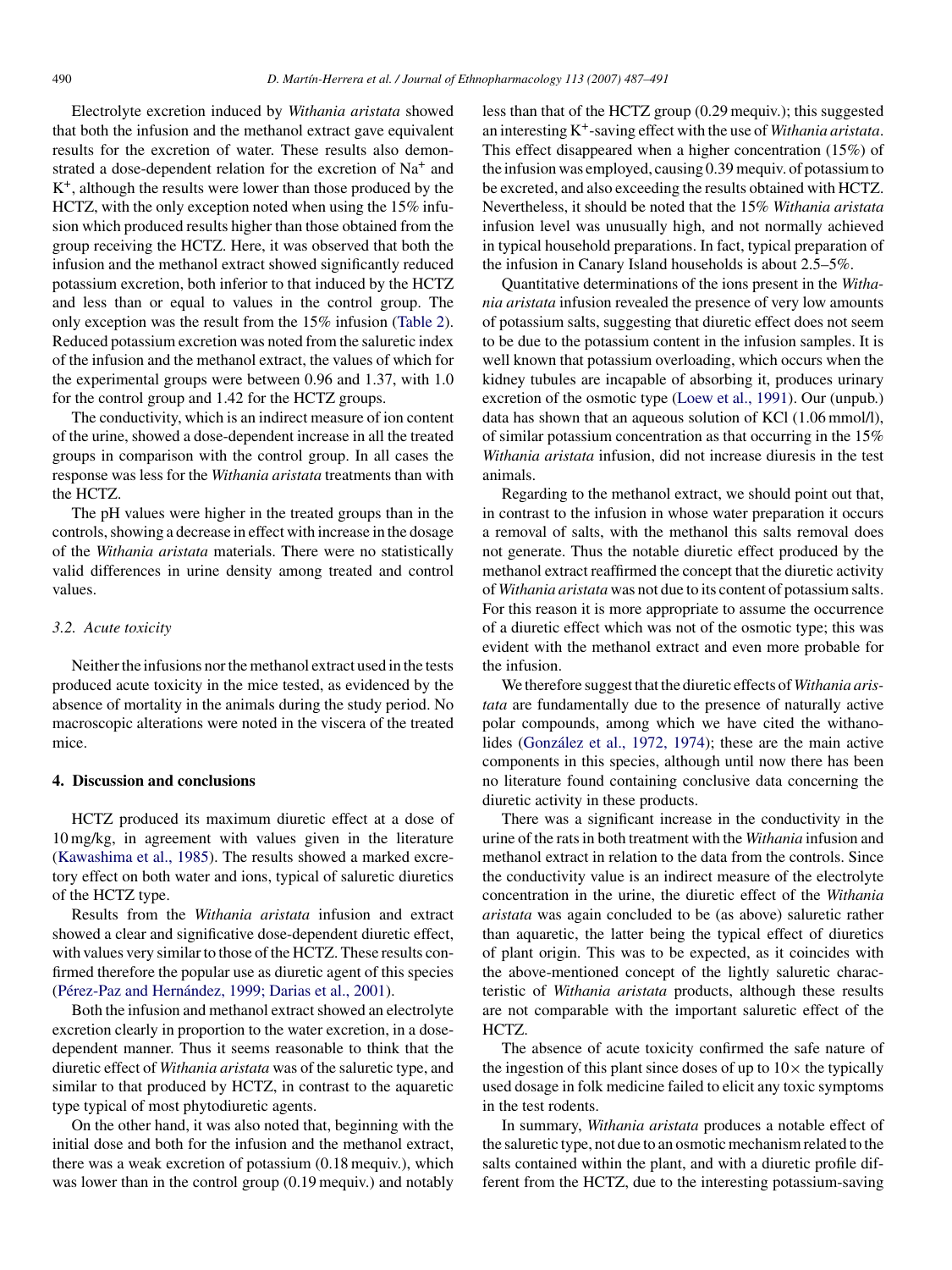Electrolyte excretion induced by *Withania aristata* showed that both the infusion and the methanol extract gave equivalent results for the excretion of water. These results also demonstrated a dose-dependent relation for the excretion of $Na^+$ and $K^+$, although the results were lower than those produced by the HCTZ, with the only exception noted when using the 15% infusion which produced results higher than those obtained from the group receiving the HCTZ. Here, it was observed that both the infusion and the methanol extract showed significantly reduced potassium excretion, both inferior to that induced by the HCTZ and less than or equal to values in the control group. The only exception was the result from the 15% infusion (Table 2). Reduced potassium excretion was noted from the saluretic index of the infusion and the methanol extract, the values of which for the experimental groups were between 0.96 and 1.37, with 1.0 for the control group and 1.42 for the HCTZ groups.

The conductivity, which is an indirect measure of ion content of the urine, showed a dose-dependent increase in all the treated groups in comparison with the control group. In all cases the response was less for the *Withania aristata* treatments than with the HCTZ.

The pH values were higher in the treated groups than in the controls, showing a decrease in effect with increase in the dosage of the *Withania aristata* materials. There were no statistically valid differences in urine density among treated and control values.

### *3.2. Acute toxicity*

Neither the infusions nor the methanol extract used in the tests produced acute toxicity in the mice tested, as evidenced by the absence of mortality in the animals during the study period. No macroscopic alterations were noted in the viscera of the treated mice.

## 4. Discussion and conclusions

HCTZ produced its maximum diuretic effect at a dose of 10 mg/kg, in agreement with values given in the literature (Kawashima et al., 1985). The results showed a marked excretory effect on both water and ions, typical of saluretic diuretics of the HCTZ type.

Results from the *Withania aristata* infusion and extract showed a clear and significative dose-dependent diuretic effect, with values very similar to those of the HCTZ. These results confirmed therefore the popular use as diuretic agent of this species (Pérez-Paz and Hernández, 1999; Darias et al., 2001).

Both the infusion and methanol extract showed an electrolyte excretion clearly in proportion to the water excretion, in a dose-dependent manner. Thus it seems reasonable to think that the diuretic effect of *Withania aristata* was of the saluretic type, and similar to that produced by HCTZ, in contrast to the aquaretic type typical of most phytodiuretic agents.

On the other hand, it was also noted that, beginning with the initial dose and both for the infusion and the methanol extract, there was a weak excretion of potassium (0.18 mequiv.), which was lower than in the control group (0.19 mequiv.) and notably less than that of the HCTZ group (0.29 mequiv.); this suggested an interesting $K^+$-saving effect with the use of *Withania aristata*. This effect disappeared when a higher concentration (15%) of the infusion was employed, causing 0.39 mequiv. of potassium to be excreted, and also exceeding the results obtained with HCTZ. Nevertheless, it should be noted that the 15% *Withania aristata* infusion level was unusually high, and not normally achieved in typical household preparations. In fact, typical preparation of the infusion in Canary Island households is about 2.5–5%.

Quantitative determinations of the ions present in the *Withania aristata* infusion revealed the presence of very low amounts of potassium salts, suggesting that diuretic effect does not seem to be due to the potassium content in the infusion samples. It is well known that potassium overloading, which occurs when the kidney tubules are incapable of absorbing it, produces urinary excretion of the osmotic type (Loew et al., 1991). Our (unpub.) data has shown that an aqueous solution of KCl (1.06 mmol/l), of similar potassium concentration as that occurring in the 15% *Withania aristata* infusion, did not increase diuresis in the test animals.

Regarding to the methanol extract, we should point out that, in contrast to the infusion in whose water preparation it occurs a removal of salts, with the methanol this salts removal does not generate. Thus the notable diuretic effect produced by the methanol extract reaffirmed the concept that the diuretic activity of *Withania aristata* was not due to its content of potassium salts. For this reason it is more appropriate to assume the occurrence of a diuretic effect which was not of the osmotic type; this was evident with the methanol extract and even more probable for the infusion.

We therefore suggest that the diuretic effects of *Withania aristata* are fundamentally due to the presence of naturally active polar compounds, among which we have cited the withanolides (González et al., 1972, 1974); these are the main active components in this species, although until now there has been no literature found containing conclusive data concerning the diuretic activity in these products.

There was a significant increase in the conductivity in the urine of the rats in both treatment with the *Withania* infusion and methanol extract in relation to the data from the controls. Since the conductivity value is an indirect measure of the electrolyte concentration in the urine, the diuretic effect of the *Withania aristata* was again concluded to be (as above) saluretic rather than aquaretic, the latter being the typical effect of diuretics of plant origin. This was to be expected, as it coincides with the above-mentioned concept of the lightly saluretic characteristic of *Withania aristata* products, although these results are not comparable with the important saluretic effect of the HCTZ.

The absence of acute toxicity confirmed the safe nature of the ingestion of this plant since doses of up to $10\times$ the typically used dosage in folk medicine failed to elicit any toxic symptoms in the test rodents.

In summary, *Withania aristata* produces a notable effect of the saluretic type, not due to an osmotic mechanism related to the salts contained within the plant, and with a diuretic profile different from the HCTZ, due to the interesting potassium-saving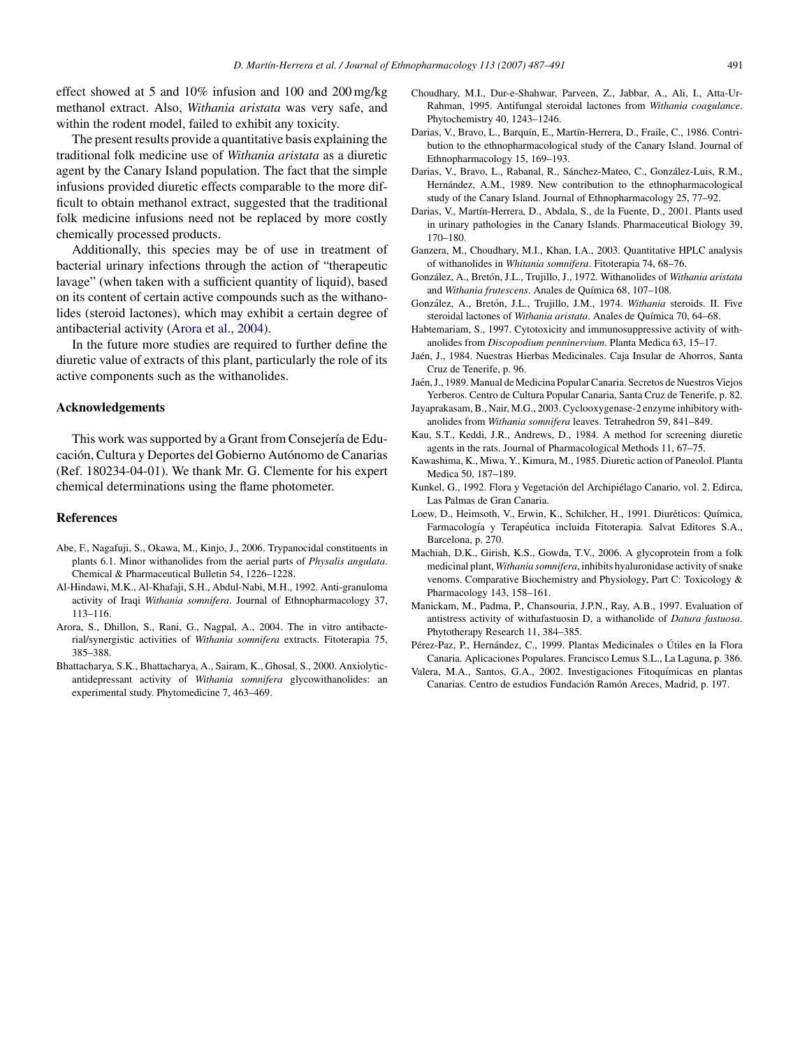effect showed at 5 and 10% infusion and 100 and 200 mg/kg methanol extract. Also, *Withania aristata* was very safe, and within the rodent model, failed to exhibit any toxicity.

The present results provide a quantitative basis explaining the traditional folk medicine use of *Withania aristata* as a diuretic agent by the Canary Island population. The fact that the simple infusions provided diuretic effects comparable to the more difficult to obtain methanol extract, suggested that the traditional folk medicine infusions need not be replaced by more costly chemically processed products.

Additionally, this species may be of use in treatment of bacterial urinary infections through the action of "therapeutic lavage" (when taken with a sufficient quantity of liquid), based on its content of certain active compounds such as the withanolides (steroid lactones), which may exhibit a certain degree of antibacterial activity (Arora et al., 2004).

In the future more studies are required to further define the diuretic value of extracts of this plant, particularly the role of its active components such as the withanolides.

## Acknowledgements

This work was supported by a Grant from Consejería de Educación, Cultura y Deportes del Gobierno Autónomo de Canarias (Ref. 180234-04-01). We thank Mr. G. Clemente for his expert chemical determinations using the flame photometer.

## References

Abe, F., Nagafuji, S., Okawa, M., Kinjo, J., 2006. Trypanocidal constituents in plants 6.1. Minor withanolides from the aerial parts of *Physalis angulata*. Chemical & Pharmaceutical Bulletin 54, 1226–1228.

Al-Hindawi, M.K., Al-Khafaji, S.H., Abdul-Nabi, M.H., 1992. Anti-granuloma activity of Iraqi *Withania somnifera*. Journal of Ethnopharmacology 37, 113–116.

Arora, S., Dhillon, S., Rani, G., Nagpal, A., 2004. The in vitro antibacterial/synergistic activities of *Withania somnifera* extracts. Fitoterapia 75, 385–388.

Bhattacharya, S.K., Bhattacharya, A., Sairam, K., Ghosal, S., 2000. Anxiolytic-antidepressant activity of *Withania somnifera* glycowithanolides: an experimental study. Phytomedicine 7, 463–469.

Choudhary, M.I., Dur-e-Shahwar, Parveen, Z., Jabbar, A., Ali, I., Atta-Ur-Rahman, 1995. Antifungal steroidal lactones from *Withania coagulance*. Phytochemistry 40, 1243–1246.

Darias, V., Bravo, L., Barquín, E., Martín-Herrera, D., Fraile, C., 1986. Contribution to the ethnopharmacological study of the Canary Island. Journal of Ethnopharmacology 15, 169–193.

Darias, V., Bravo, L., Rabanal, R., Sánchez-Mateo, C., González-Luis, R.M., Hernández, A.M., 1989. New contribution to the ethnopharmacological study of the Canary Island. Journal of Ethnopharmacology 25, 77–92.

Darias, V., Martín-Herrera, D., Abdala, S., de la Fuente, D., 2001. Plants used in urinary pathologies in the Canary Islands. Pharmaceutical Biology 39, 170–180.

Ganzera, M., Choudhary, M.I., Khan, I.A., 2003. Quantitative HPLC analysis of withanolides in *Whitania somnifera*. Fitoterapia 74, 68–76.

González, A., Bretón, J.L., Trujillo, J., 1972. Withanolides of *Withania aristata* and *Withania frutescens*. Anales de Química 68, 107–108.

González, A., Bretón, J.L., Trujillo, J.M., 1974. *Withania* steroids. II. Five steroidal lactones of *Withania aristata*. Anales de Química 70, 64–68.

Habtemariam, S., 1997. Cytotoxicity and immunosuppressive activity of withanolides from *Discopodium penninervium*. Planta Medica 63, 15–17.

Jaén, J., 1984. Nuestras Hierbas Medicinales. Caja Insular de Ahorros, Santa Cruz de Tenerife, p. 96.

Jaén, J., 1989. Manual de Medicina Popular Canaria. Secretos de Nuestros Viejos Yerberos. Centro de Cultura Popular Canaria, Santa Cruz de Tenerife, p. 82.

Jayaprakasam, B., Nair, M.G., 2003. Cyclooxygenase-2 enzyme inhibitory withanolides from *Withania somnifera* leaves. Tetrahedron 59, 841–849.

Kau, S.T., Keddi, J.R., Andrews, D., 1984. A method for screening diuretic agents in the rats. Journal of Pharmacological Methods 11, 67–75.

Kawashima, K., Miwa, Y., Kimura, M., 1985. Diuretic action of Paneolol. Planta Medica 50, 187–189.

Kunkel, G., 1992. Flora y Vegetación del Archipiélago Canario, vol. 2. Edirca, Las Palmas de Gran Canaria.

Loew, D., Heimsoth, V., Erwin, K., Schilcher, H., 1991. Diuréticos: Química, Farmacología y Terapéutica incluida Fitoterapia. Salvat Editores S.A., Barcelona, p. 270.

Machiah, D.K., Girish, K.S., Gowda, T.V., 2006. A glycoprotein from a folk medicinal plant, *Withania somnifera*, inhibits hyaluronidase activity of snake venoms. Comparative Biochemistry and Physiology, Part C: Toxicology & Pharmacology 143, 158–161.

Manickam, M., Padma, P., Chansouria, J.P.N., Ray, A.B., 1997. Evaluation of antistress activity of withafastuosin D, a withanolide of *Datura fastuosa*. Phytotherapy Research 11, 384–385.

Pérez-Paz, P., Hernández, C., 1999. Plantas Medicinales o Útiles en la Flora Canaria. Aplicaciones Populares. Francisco Lemus S.L., La Laguna, p. 386.

Valera, M.A., Santos, G.A., 2002. Investigaciones Fitoquímicas en plantas Canarias. Centro de estudios Fundación Ramón Areces, Madrid, p. 197.